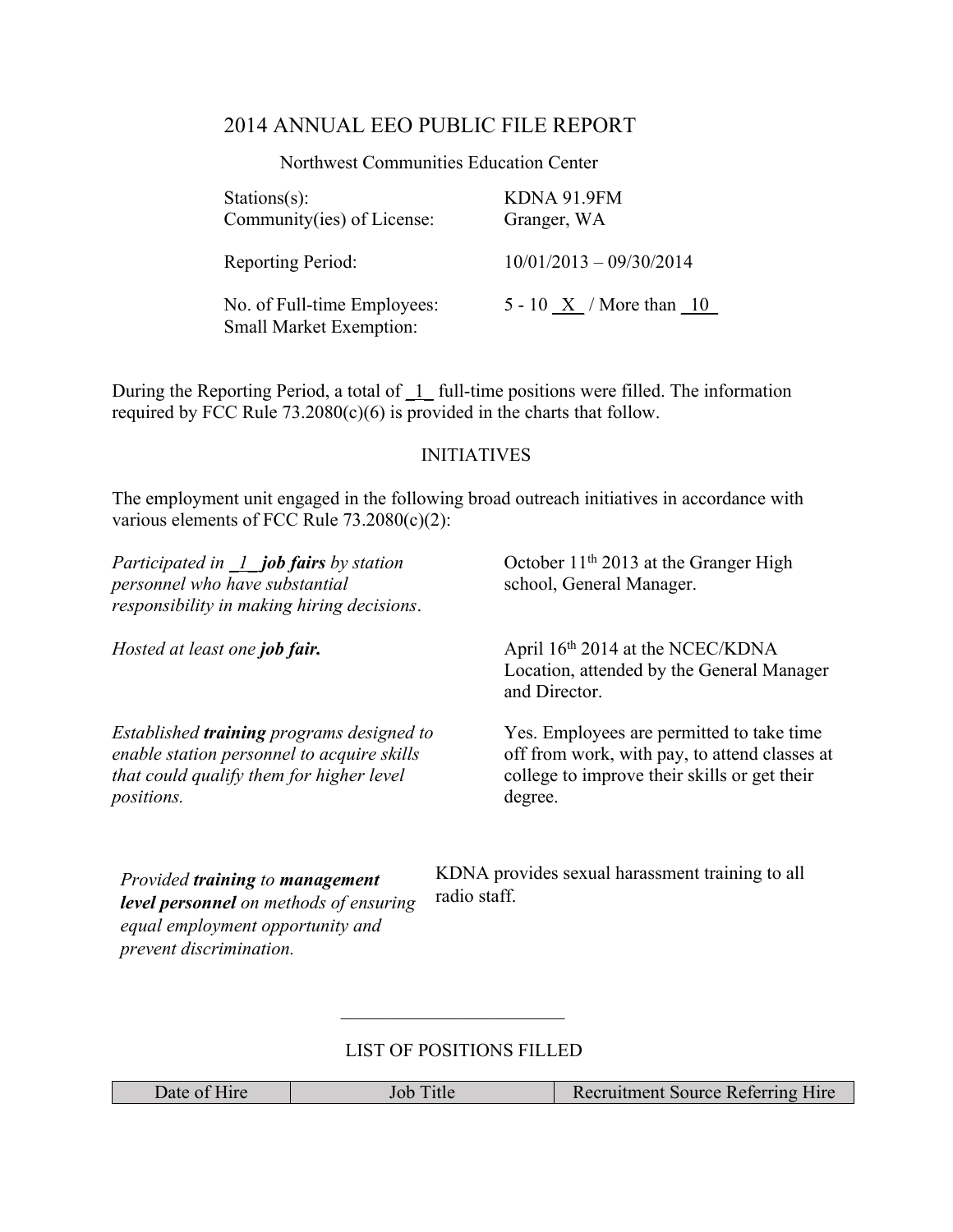# 2014 ANNUAL EEO PUBLIC FILE REPORT

Northwest Communities Education Center

| | |
|---|---|
| Stations(s): | KDNA 91.9FM |
| Community(ies) of License: | Granger, WA |
| Reporting Period: | 10/01/2013 – 09/30/2014 |
| No. of Full-time Employees: | 5 - 10 __X__ / More than __10__ |
| Small Market Exemption: | |

During the Reporting Period, a total of __1__ full-time positions were filled. The information required by FCC Rule 73.2080(c)(6) is provided in the charts that follow.

## INITIATIVES

The employment unit engaged in the following broad outreach initiatives in accordance with various elements of FCC Rule 73.2080(c)(2):

| | |
|---|---|
| *Participated in __1__ **job fairs** by station personnel who have substantial responsibility in making hiring decisions.* | October 11th 2013 at the Granger High school, General Manager. |
| *Hosted at least one **job fair.*** | April 16th 2014 at the NCEC/KDNA Location, attended by the General Manager and Director. |
| *Established **training** programs designed to enable station personnel to acquire skills that could qualify them for higher level positions.* | Yes. Employees are permitted to take time off from work, with pay, to attend classes at college to improve their skills or get their degree. |
| *Provided **training** to **management level personnel** on methods of ensuring equal employment opportunity and prevent discrimination.* | KDNA provides sexual harassment training to all radio staff. |

---

## LIST OF POSITIONS FILLED

| Date of Hire | Job Title | Recruitment Source Referring Hire |
|---|---|---|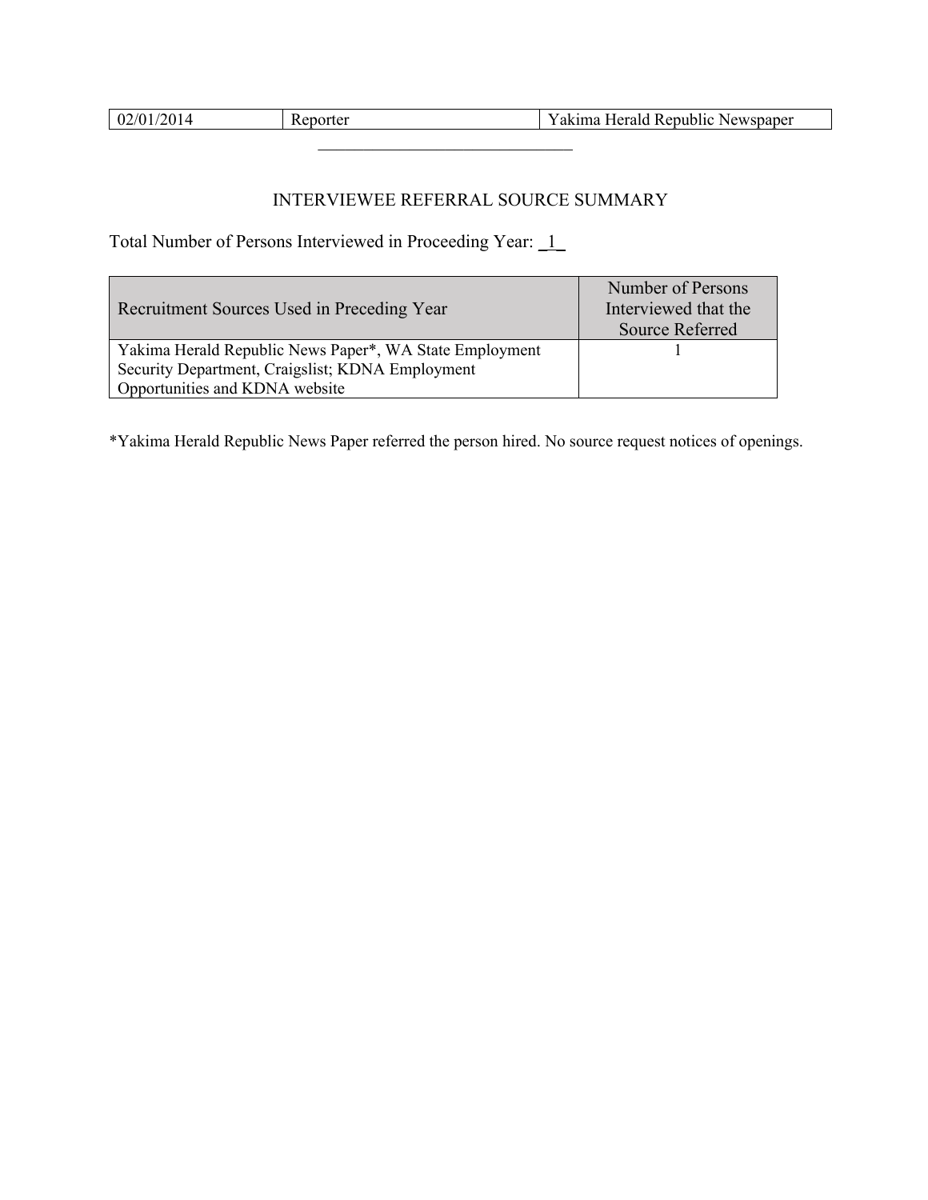| | | |
|---|---|---|
| 02/01/2014 | Reporter | Yakima Herald Republic Newspaper |

## INTERVIEWEE REFERRAL SOURCE SUMMARY

Total Number of Persons Interviewed in Proceeding Year: _1_

| Recruitment Sources Used in Preceding Year | Number of Persons Interviewed that the Source Referred |
|---|---|
| Yakima Herald Republic News Paper*, WA State Employment Security Department, Craigslist; KDNA Employment Opportunities and KDNA website | 1 |

*Yakima Herald Republic News Paper referred the person hired. No source request notices of openings.